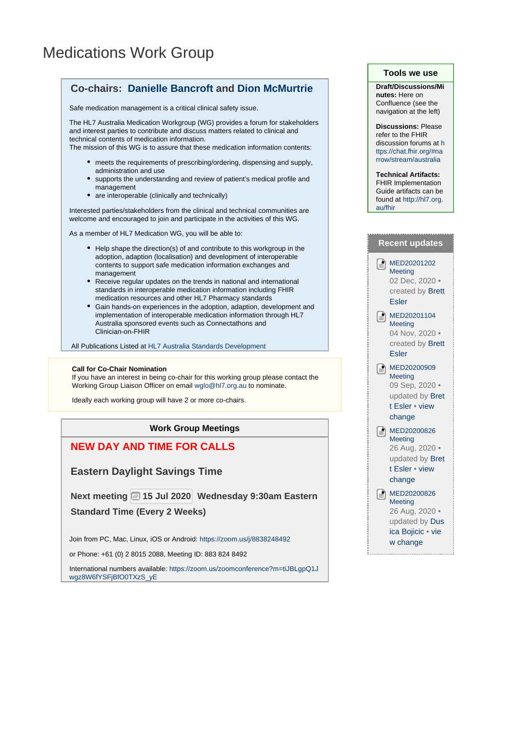# Medications Work Group

## Co-chairs: Danielle Bancroft and Dion McMurtrie

Safe medication management is a critical clinical safety issue.

The HL7 Australia Medication Workgroup (WG) provides a forum for stakeholders and interest parties to contribute and discuss matters related to clinical and technical contents of medication information.
The mission of this WG is to assure that these medication information contents:

- meets the requirements of prescribing/ordering, dispensing and supply, administration and use
- supports the understanding and review of patient's medical profile and management
- are interoperable (clinically and technically)

Interested parties/stakeholders from the clinical and technical communities are welcome and encouraged to join and participate in the activities of this WG.

As a member of HL7 Medication WG, you will be able to:

- Help shape the direction(s) of and contribute to this workgroup in the adoption, adaption (localisation) and development of interoperable contents to support safe medication information exchanges and management
- Receive regular updates on the trends in national and international standards in interoperable medication information including FHIR medication resources and other HL7 Pharmacy standards
- Gain hands-on experiences in the adoption, adaption, development and implementation of interoperable medication information through HL7 Australia sponsored events such as Connectathons and Clinician-on-FHIR

All Publications Listed at HL7 Australia Standards Development

**Call for Co-Chair Nomination**
If you have an interest in being co-chair for this working group please contact the Working Group Liaison Officer on email wglo@hl7.org.au to nominate.

Ideally each working group will have 2 or more co-chairs.

### Work Group Meetings

**NEW DAY AND TIME FOR CALLS**

**Eastern Daylight Savings Time**

**Next meeting 15 Jul 2020 Wednesday 9:30am Eastern Standard Time (Every 2 Weeks)**

Join from PC, Mac, Linux, iOS or Android: https://zoom.us/j/8838248492

or Phone: +61 (0) 2 8015 2088, Meeting ID: 883 824 8492

International numbers available: https://zoom.us/zoomconference?m=tiJBLgpQ1Jwgz8W6fYSFjBfO0TXzS_yE

### Tools we use

**Draft/Discussions/Minutes:** Here on Confluence (see the navigation at the left)

**Discussions:** Please refer to the FHIR discussion forums at https://chat.fhir.org/#narrow/stream/australia

**Technical Artifacts:** FHIR Implementation Guide artifacts can be found at http://hl7.org.au/fhir

### Recent updates

- MED20201202 Meeting
  02 Dec, 2020 • created by Brett Esler
- MED20201104 Meeting
  04 Nov, 2020 • created by Brett Esler
- MED20200909 Meeting
  09 Sep, 2020 • updated by Brett Esler • view change
- MED20200826 Meeting
  26 Aug, 2020 • updated by Brett Esler • view change
- MED20200826 Meeting
  26 Aug, 2020 • updated by Dusica Bojicic • view change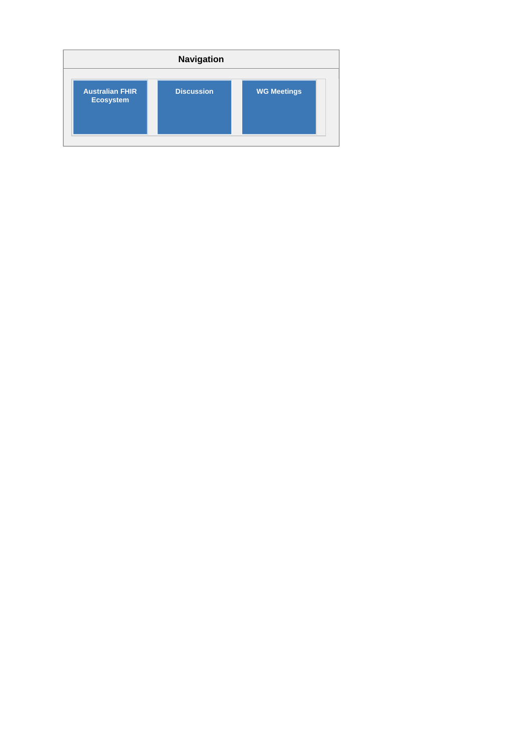**Navigation**

- Australian FHIR Ecosystem
- Discussion
- WG Meetings